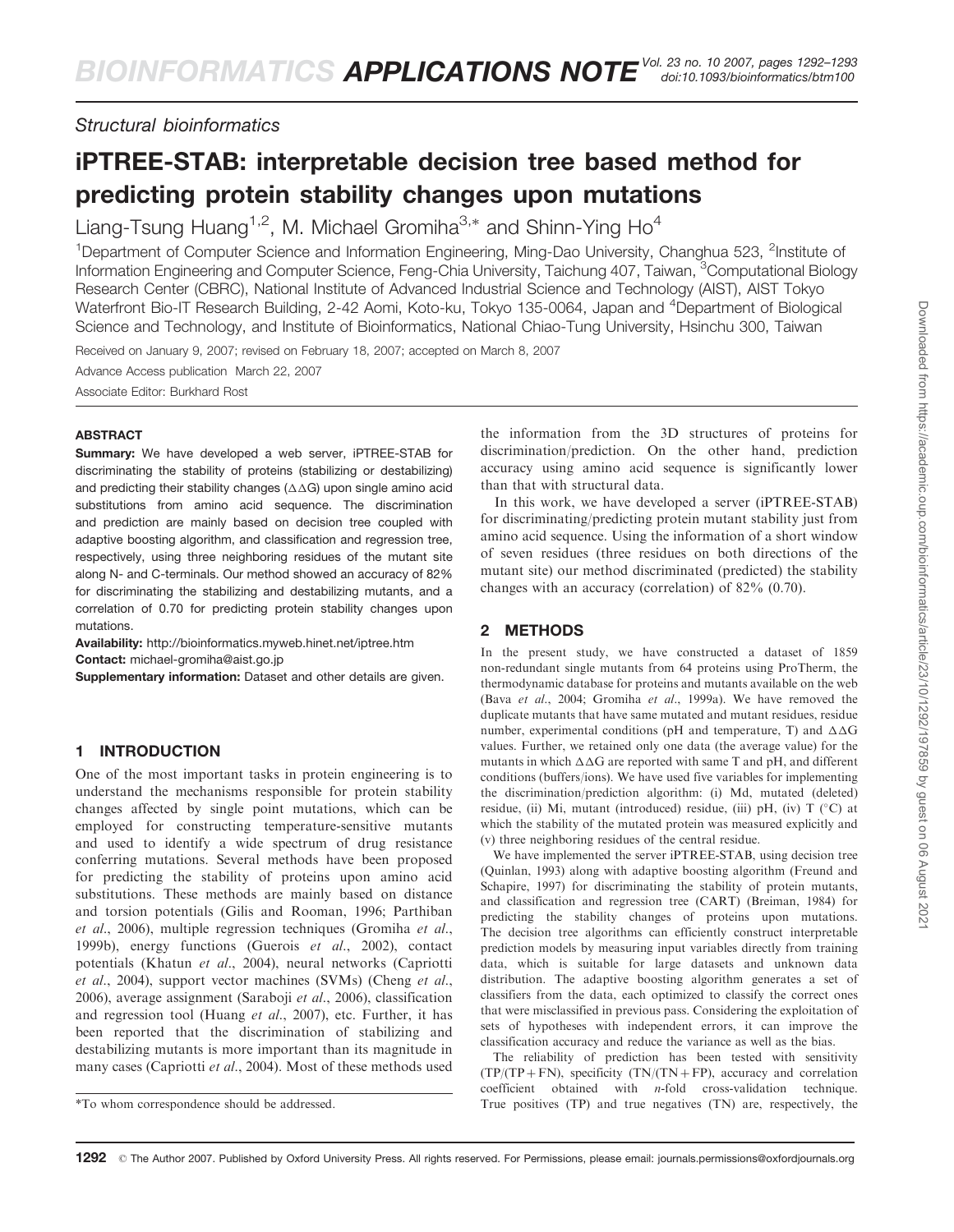Structural bioinformatics

# iPTREE-STAB: interpretable decision tree based method for predicting protein stability changes upon mutations

Liang-Tsung Huang[1,2], M. Michael Gromiha[3,*] and Shinn-Ying Ho[4]

[1]Department of Computer Science and Information Engineering, Ming-Dao University, Changhua 523, [2]Institute of Information Engineering and Computer Science, Feng-Chia University, Taichung 407, Taiwan, [3]Computational Biology Research Center (CBRC), National Institute of Advanced Industrial Science and Technology (AIST), AIST Tokyo Waterfront Bio-IT Research Building, 2-42 Aomi, Koto-ku, Tokyo 135-0064, Japan and [4]Department of Biological Science and Technology, and Institute of Bioinformatics, National Chiao-Tung University, Hsinchu 300, Taiwan

Received on January 9, 2007; revised on February 18, 2007; accepted on March 8, 2007

Advance Access publication March 22, 2007

Associate Editor: Burkhard Rost

## ABSTRACT

**Summary:** We have developed a web server, iPTREE-STAB for discriminating the stability of proteins (stabilizing or destabilizing) and predicting their stability changes ($\Delta\Delta G$) upon single amino acid substitutions from amino acid sequence. The discrimination and prediction are mainly based on decision tree coupled with adaptive boosting algorithm, and classification and regression tree, respectively, using three neighboring residues of the mutant site along N- and C-terminals. Our method showed an accuracy of 82% for discriminating the stabilizing and destabilizing mutants, and a correlation of 0.70 for predicting protein stability changes upon mutations.

**Availability:** http://bioinformatics.myweb.hinet.net/iptree.htm

**Contact:** michael-gromiha@aist.go.jp

**Supplementary information:** Dataset and other details are given.

## 1 INTRODUCTION

One of the most important tasks in protein engineering is to understand the mechanisms responsible for protein stability changes affected by single point mutations, which can be employed for constructing temperature-sensitive mutants and used to identify a wide spectrum of drug resistance conferring mutations. Several methods have been proposed for predicting the stability of proteins upon amino acid substitutions. These methods are mainly based on distance and torsion potentials (Gilis and Rooman, 1996; Parthiban *et al*., 2006), multiple regression techniques (Gromiha *et al*., 1999b), energy functions (Guerois *et al*., 2002), contact potentials (Khatun *et al*., 2004), neural networks (Capriotti *et al*., 2004), support vector machines (SVMs) (Cheng *et al*., 2006), average assignment (Saraboji *et al*., 2006), classification and regression tool (Huang *et al*., 2007), etc. Further, it has been reported that the discrimination of stabilizing and destabilizing mutants is more important than its magnitude in many cases (Capriotti *et al*., 2004). Most of these methods used the information from the 3D structures of proteins for discrimination/prediction. On the other hand, prediction accuracy using amino acid sequence is significantly lower than that with structural data.

In this work, we have developed a server (iPTREE-STAB) for discriminating/predicting protein mutant stability just from amino acid sequence. Using the information of a short window of seven residues (three residues on both directions of the mutant site) our method discriminated (predicted) the stability changes with an accuracy (correlation) of 82% (0.70).

## 2 METHODS

In the present study, we have constructed a dataset of 1859 non-redundant single mutants from 64 proteins using ProTherm, the thermodynamic database for proteins and mutants available on the web (Bava *et al*., 2004; Gromiha *et al*., 1999a). We have removed the duplicate mutants that have same mutated and mutant residues, residue number, experimental conditions (pH and temperature, T) and $\Delta\Delta G$ values. Further, we retained only one data (the average value) for the mutants in which $\Delta\Delta G$ are reported with same T and pH, and different conditions (buffers/ions). We have used five variables for implementing the discrimination/prediction algorithm: (i) Md, mutated (deleted) residue, (ii) Mi, mutant (introduced) residue, (iii) pH, (iv) T (°C) at which the stability of the mutated protein was measured explicitly and (v) three neighboring residues of the central residue.

We have implemented the server iPTREE-STAB, using decision tree (Quinlan, 1993) along with adaptive boosting algorithm (Freund and Schapire, 1997) for discriminating the stability of protein mutants, and classification and regression tree (CART) (Breiman, 1984) for predicting the stability changes of proteins upon mutations. The decision tree algorithms can efficiently construct interpretable prediction models by measuring input variables directly from training data, which is suitable for large datasets and unknown data distribution. The adaptive boosting algorithm generates a set of classifiers from the data, each optimized to classify the correct ones that were misclassified in previous pass. Considering the exploitation of sets of hypotheses with independent errors, it can improve the classification accuracy and reduce the variance as well as the bias.

The reliability of prediction has been tested with sensitivity (TP/(TP + FN), specificity (TN/(TN + FP), accuracy and correlation coefficient obtained with *n*-fold cross-validation technique. True positives (TP) and true negatives (TN) are, respectively, the

*To whom correspondence should be addressed.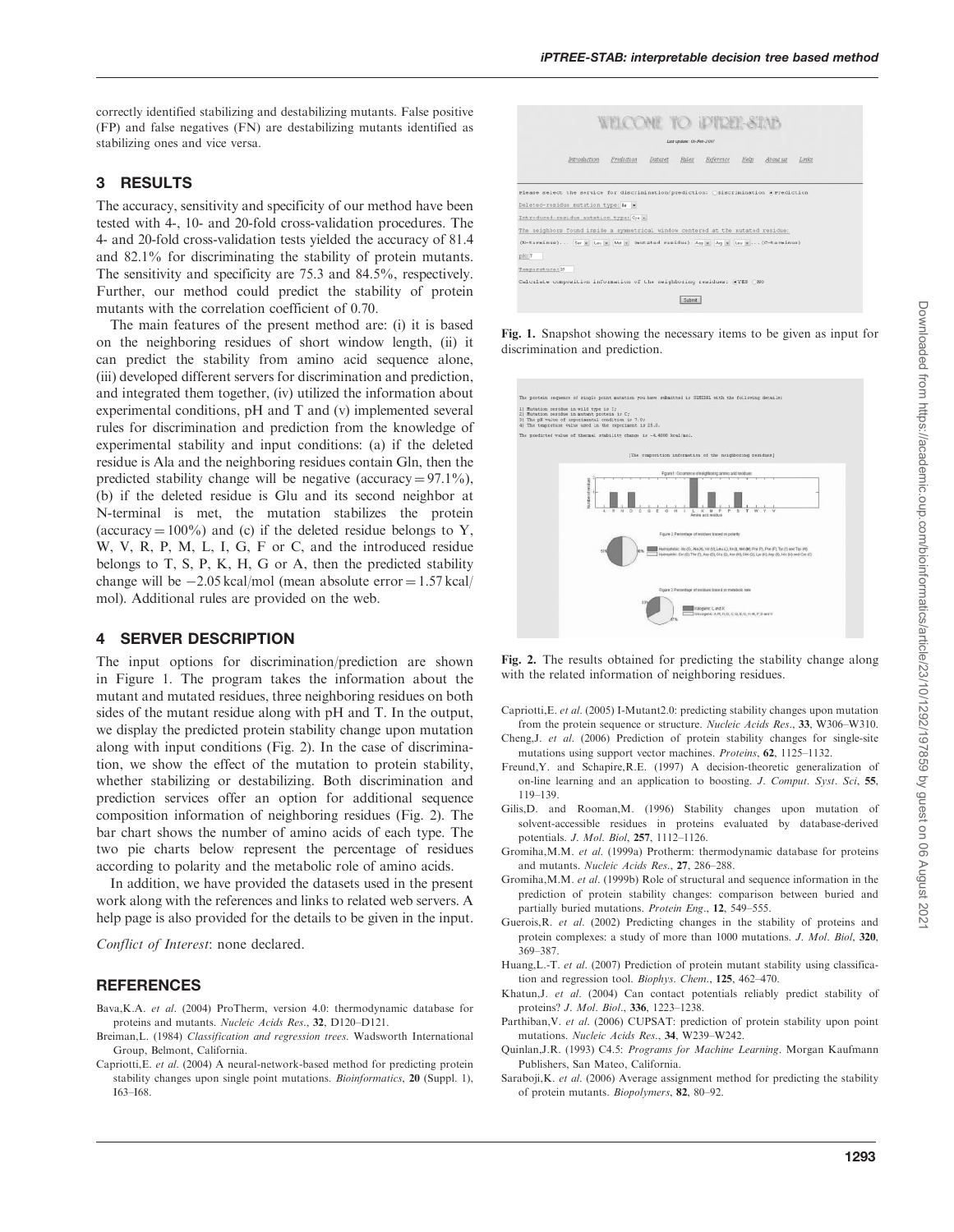correctly identified stabilizing and destabilizing mutants. False positive (FP) and false negatives (FN) are destabilizing mutants identified as stabilizing ones and vice versa.

## 3 RESULTS

The accuracy, sensitivity and specificity of our method have been tested with 4-, 10- and 20-fold cross-validation procedures. The 4- and 20-fold cross-validation tests yielded the accuracy of 81.4 and 82.1% for discriminating the stability of protein mutants. The sensitivity and specificity are 75.3 and 84.5%, respectively. Further, our method could predict the stability of protein mutants with the correlation coefficient of 0.70.

The main features of the present method are: (i) it is based on the neighboring residues of short window length, (ii) it can predict the stability from amino acid sequence alone, (iii) developed different servers for discrimination and prediction, and integrated them together, (iv) utilized the information about experimental conditions, pH and T and (v) implemented several rules for discrimination and prediction from the knowledge of experimental stability and input conditions: (a) if the deleted residue is Ala and the neighboring residues contain Gln, then the predicted stability change will be negative (accuracy = 97.1%), (b) if the deleted residue is Glu and its second neighbor at N-terminal is met, the mutation stabilizes the protein (accuracy = 100%) and (c) if the deleted residue belongs to Y, W, V, R, P, M, L, I, G, F or C, and the introduced residue belongs to T, S, P, K, H, G or A, then the predicted stability change will be −2.05 kcal/mol (mean absolute error = 1.57 kcal/mol). Additional rules are provided on the web.

## 4 SERVER DESCRIPTION

The input options for discrimination/prediction are shown in Figure 1. The program takes the information about the mutant and mutated residues, three neighboring residues on both sides of the mutant residue along with pH and T. In the output, we display the predicted protein stability change upon mutation along with input conditions (Fig. 2). In the case of discrimination, we show the effect of the mutation to protein stability, whether stabilizing or destabilizing. Both discrimination and prediction services offer an option for additional sequence composition information of neighboring residues (Fig. 2). The bar chart shows the number of amino acids of each type. The two pie charts below represent the percentage of residues according to polarity and the metabolic role of amino acids.

In addition, we have provided the datasets used in the present work along with the references and links to related web servers. A help page is also provided for the details to be given in the input.

*Conflict of Interest*: none declared.

**Fig. 1.** Snapshot showing the necessary items to be given as input for discrimination and prediction.

**Fig. 2.** The results obtained for predicting the stability change along with the related information of neighboring residues.

## REFERENCES

Bava,K.A. *et al*. (2004) ProTherm, version 4.0: thermodynamic database for proteins and mutants. *Nucleic Acids Res*., **32**, D120–D121.

Breiman,L. (1984) *Classification and regression trees*. Wadsworth International Group, Belmont, California.

Capriotti,E. *et al*. (2004) A neural-network-based method for predicting protein stability changes upon single point mutations. *Bioinformatics*, **20** (Suppl. 1), I63–I68.

Capriotti,E. *et al*. (2005) I-Mutant2.0: predicting stability changes upon mutation from the protein sequence or structure. *Nucleic Acids Res*., **33**, W306–W310.

Cheng,J. *et al*. (2006) Prediction of protein stability changes for single-site mutations using support vector machines. *Proteins*, **62**, 1125–1132.

Freund,Y. and Schapire,R.E. (1997) A decision-theoretic generalization of on-line learning and an application to boosting. *J. Comput. Syst. Sci*, **55**, 119–139.

Gilis,D. and Rooman,M. (1996) Stability changes upon mutation of solvent-accessible residues in proteins evaluated by database-derived potentials. *J. Mol. Biol*, **257**, 1112–1126.

Gromiha,M.M. *et al*. (1999a) Protherm: thermodynamic database for proteins and mutants. *Nucleic Acids Res*., **27**, 286–288.

Gromiha,M.M. *et al*. (1999b) Role of structural and sequence information in the prediction of protein stability changes: comparison between buried and partially buried mutations. *Protein Eng*., **12**, 549–555.

Guerois,R. *et al*. (2002) Predicting changes in the stability of proteins and protein complexes: a study of more than 1000 mutations. *J. Mol. Biol*, **320**, 369–387.

Huang,L.-T. *et al*. (2007) Prediction of protein mutant stability using classification and regression tool. *Biophys. Chem*., **125**, 462–470.

Khatun,J. *et al*. (2004) Can contact potentials reliably predict stability of proteins? *J. Mol. Biol*., **336**, 1223–1238.

Parthiban,V. *et al*. (2006) CUPSAT: prediction of protein stability upon point mutations. *Nucleic Acids Res*., **34**, W239–W242.

Quinlan,J.R. (1993) C4.5: *Programs for Machine Learning*. Morgan Kaufmann Publishers, San Mateo, California.

Saraboji,K. *et al*. (2006) Average assignment method for predicting the stability of protein mutants. *Biopolymers*, **82**, 80–92.